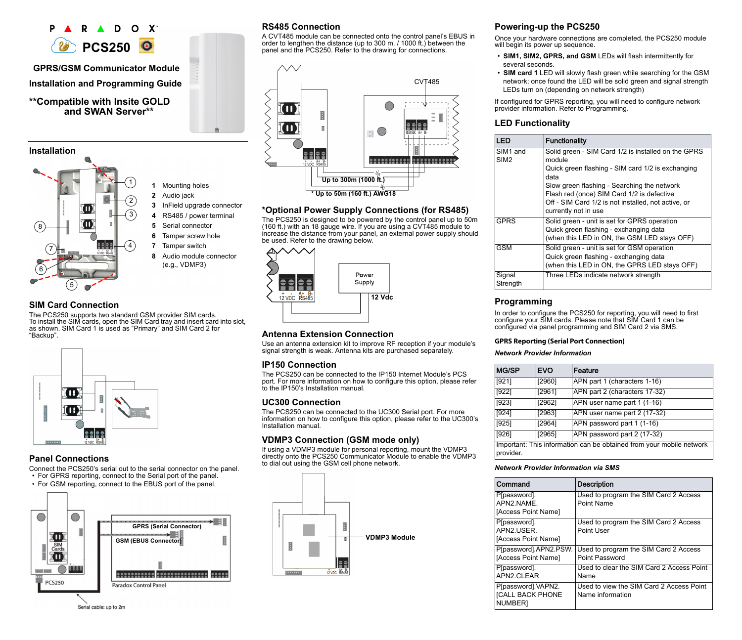# PCS250

## GPRS/GSM Communicator Module

## Installation and Programming Guide

## **Compatible with Insite GOLD and SWAN Server**

## Installation

1. Mounting holes
2. Audio jack
3. InField upgrade connector
4. RS485 / power terminal
5. Serial connector
6. Tamper screw hole
7. Tamper switch
8. Audio module connector (e.g., VDMP3)

## SIM Card Connection

The PCS250 supports two standard GSM provider SIM cards.
To install the SIM cards, open the SIM Card tray and insert card into slot, as shown. SIM Card 1 is used as "Primary" and SIM Card 2 for "Backup".

## Panel Connections

Connect the PCS250's serial out to the serial connector on the panel.

- For GPRS reporting, connect to the Serial port of the panel.
- For GSM reporting, connect to the EBUS port of the panel.

GPRS (Serial Connector)

GSM (EBUS Connector)

PCS250

Paradox Control Panel

Serial cable: up to 2m

## RS485 Connection

A CVT485 module can be connected onto the control panel's EBUS in order to lengthen the distance (up to 300 m. / 1000 ft.) between the panel and the PCS250. Refer to the drawing for connections.

CVT485

Up to 300m (1000 ft.)

* Up to 50m (160 ft.) AWG18

## *Optional Power Supply Connections (for RS485)

The PCS250 is designed to be powered by the control panel up to 50m (160 ft.) with an 18 gauge wire. If you are using a CVT485 module to increase the distance from your panel, an external power supply should be used. Refer to the drawing below.

Power Supply

12 Vdc

## Antenna Extension Connection

Use an antenna extension kit to improve RF reception if your module's signal strength is weak. Antenna kits are purchased separately.

## IP150 Connection

The PCS250 can be connected to the IP150 Internet Module's PCS port. For more information on how to configure this option, please refer to the IP150's Installation manual.

## UC300 Connection

The PCS250 can be connected to the UC300 Serial port. For more information on how to configure this option, please refer to the UC300's Installation manual.

## VDMP3 Connection (GSM mode only)

If using a VDMP3 module for personal reporting, mount the VDMP3 directly onto the PCS250 Communicator Module to enable the VDMP3 to dial out using the GSM cell phone network.

VDMP3 Module

## Powering-up the PCS250

Once your hardware connections are completed, the PCS250 module will begin its power up sequence.

- **SIM1, SIM2, GPRS, and GSM** LEDs will flash intermittently for several seconds.
- **SIM card 1** LED will slowly flash green while searching for the GSM network; once found the LED will be solid green and signal strength LEDs turn on (depending on network strength)

If configured for GPRS reporting, you will need to configure network provider information. Refer to Programming.

## LED Functionality

| LED | Functionality |
|---|---|
| SIM1 and SIM2 | Solid green - SIM Card 1/2 is installed on the GPRS module<br>Quick green flashing - SIM card 1/2 is exchanging data<br>Slow green flashing - Searching the network<br>Flash red (once) SIM Card 1/2 is defective<br>Off - SIM Card 1/2 is not installed, not active, or currently not in use |
| GPRS | Solid green - unit is set for GPRS operation<br>Quick green flashing - exchanging data<br>(when this LED in ON, the GSM LED stays OFF) |
| GSM | Solid green - unit is set for GSM operation<br>Quick green flashing - exchanging data<br>(when this LED in ON, the GPRS LED stays OFF) |
| Signal Strength | Three LEDs indicate network strength |

## Programming

In order to configure the PCS250 for reporting, you will need to first configure your SIM cards. Please note that SIM Card 1 can be configured via panel programming and SIM Card 2 via SMS.

### GPRS Reporting (Serial Port Connection)

***Network Provider Information***

| MG/SP | EVO | Feature |
|---|---|---|
| [921] | [2960] | APN part 1 (characters 1-16) |
| [922] | [2961] | APN part 2 (characters 17-32) |
| [923] | [2962] | APN user name part 1 (1-16) |
| [924] | [2963] | APN user name part 2 (17-32) |
| [925] | [2964] | APN password part 1 (1-16) |
| [926] | [2965] | APN password part 2 (17-32) |
| Important: This information can be obtained from your mobile network provider. | | |

***Network Provider Information via SMS***

| Command | Description |
|---|---|
| P[password].APN2.NAME.[Access Point Name] | Used to program the SIM Card 2 Access Point Name |
| P[password].APN2.USER.[Access Point Name] | Used to program the SIM Card 2 Access Point User |
| P[password].APN2.PSW.[Access Point Name] | Used to program the SIM Card 2 Access Point Password |
| P[password].APN2.CLEAR | Used to clear the SIM Card 2 Access Point Name |
| P[password].VAPN2.[CALL BACK PHONE NUMBER] | Used to view the SIM Card 2 Access Point Name information |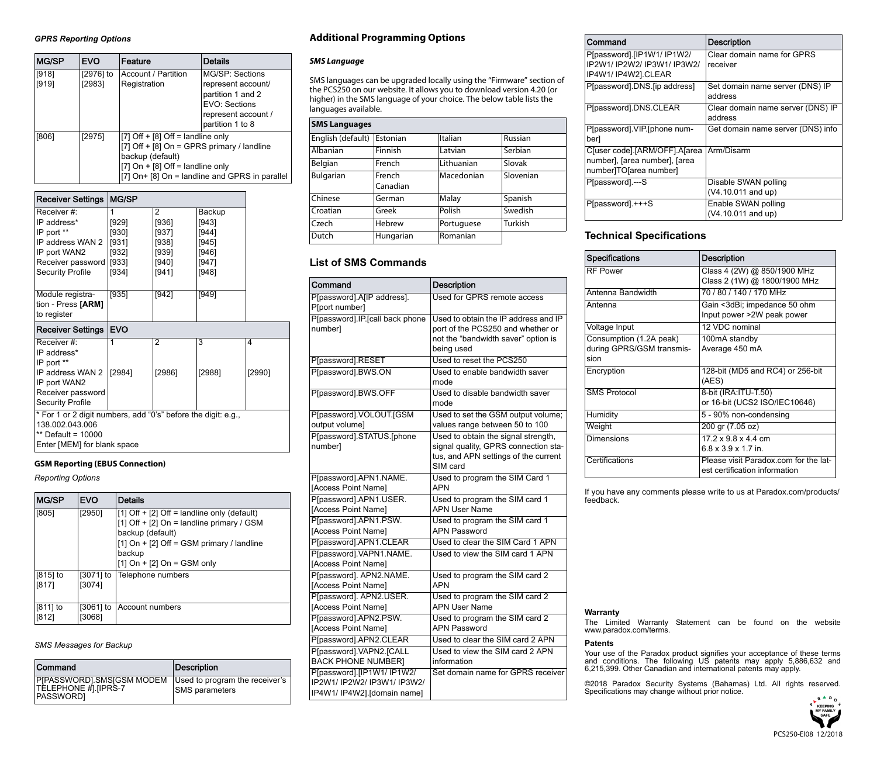*GPRS Reporting Options*

| MG/SP | EVO | Feature | Details |
|---|---|---|---|
| [918] [919] | [2976] to [2983] | Account / Partition Registration | MG/SP: Sections represent account/ partition 1 and 2<br>EVO: Sections represent account / partition 1 to 8 |
| [806] | [2975] | [7] Off + [8] Off = landline only<br>[7] Off + [8] On = GPRS primary / landline backup (default)<br>[7] On + [8] Off = landline only<br>[7] On+ [8] On = landline and GPRS in parallel | |

| Receiver Settings | MG/SP | | | |
|---|---|---|---|---|
| Receiver #:<br>IP address*<br>IP port **<br>IP address WAN 2<br>IP port WAN2<br>Receiver password<br>Security Profile | 1<br>[929]<br>[930]<br>[931]<br>[932]<br>[933]<br>[934] | 2<br>[936]<br>[937]<br>[938]<br>[939]<br>[940]<br>[941] | Backup<br>[943]<br>[944]<br>[945]<br>[946]<br>[947]<br>[948] | |
| Module registration - Press **[ARM]** to register | [935] | [942] | [949] | |
| **Receiver Settings** | **EVO** | | | |
| Receiver #:<br>IP address*<br>IP port **<br>IP address WAN 2<br>IP port WAN2<br>Receiver password<br>Security Profile | 1<br>[2984] | 2<br>[2986] | 3<br>[2988] | 4<br>[2990] |

\* For 1 or 2 digit numbers, add "0's" before the digit: e.g., 138.002.043.006
** Default = 10000
Enter [MEM] for blank space

**GSM Reporting (EBUS Connection)**

*Reporting Options*

| MG/SP | EVO | Details |
|---|---|---|
| [805] | [2950] | [1] Off + [2] Off = landline only (default)<br>[1] Off + [2] On = landline primary / GSM backup (default)<br>[1] On + [2] Off = GSM primary / landline backup<br>[1] On + [2] On = GSM only |
| [815] to [817] | [3071] to [3074] | Telephone numbers |
| [811] to [812] | [3061] to [3068] | Account numbers |

*SMS Messages for Backup*

| Command | Description |
|---|---|
| P[PASSWORD].SMS[GSM MODEM TELEPHONE #].[IPRS-7 PASSWORD] | Used to program the receiver's SMS parameters |

## Additional Programming Options

***SMS Language***

SMS languages can be upgraded locally using the "Firmware" section of the PCS250 on our website. It allows you to download version 4.20 (or higher) in the SMS language of your choice. The below table lists the languages available.

| **SMS Languages** | | | |
|---|---|---|---|
| English (default) | Estonian | Italian | Russian |
| Albanian | Finnish | Latvian | Serbian |
| Belgian | French | Lithuanian | Slovak |
| Bulgarian | French Canadian | Macedonian | Slovenian |
| Chinese | German | Malay | Spanish |
| Croatian | Greek | Polish | Swedish |
| Czech | Hebrew | Portuguese | Turkish |
| Dutch | Hungarian | Romanian | |

## List of SMS Commands

| Command | Description |
|---|---|
| P[password].A[IP address].P[port number] | Used for GPRS remote access |
| P[password].IP.[call back phone number] | Used to obtain the IP address and IP port of the PCS250 and whether or not the "bandwidth saver" option is being used |
| P[password].RESET | Used to reset the PCS250 |
| P[password].BWS.ON | Used to enable bandwidth saver mode |
| P[password].BWS.OFF | Used to disable bandwidth saver mode |
| P[password].VOLOUT.[GSM output volume] | Used to set the GSM output volume; values range between 50 to 100 |
| P[password].STATUS.[phone number] | Used to obtain the signal strength, signal quality, GPRS connection status, and APN settings of the current SIM card |
| P[password].APN1.NAME.[Access Point Name] | Used to program the SIM Card 1 APN |
| P[password].APN1.USER.[Access Point Name] | Used to program the SIM card 1 APN User Name |
| P[password].APN1.PSW.[Access Point Name] | Used to program the SIM card 1 APN Password |
| P[password].APN1.CLEAR | Used to clear the SIM Card 1 APN |
| P[password].VAPN1.NAME.[Access Point Name] | Used to view the SIM card 1 APN |
| P[password]. APN2.NAME.[Access Point Name] | Used to program the SIM card 2 APN |
| P[password]. APN2.USER.[Access Point Name] | Used to program the SIM card 2 APN User Name |
| P[password].APN2.PSW.[Access Point Name] | Used to program the SIM card 2 APN Password |
| P[password].APN2.CLEAR | Used to clear the SIM card 2 APN |
| P[password].VAPN2.[CALL BACK PHONE NUMBER] | Used to view the SIM card 2 APN information |
| P[password].[IP1W1/ IP1W2/ IP2W1/ IP2W2/ IP3W1/ IP3W2/ IP4W1/ IP4W2].[domain name] | Set domain name for GPRS receiver |
| P[password].[IP1W1/ IP1W2/ IP2W1/ IP2W2/ IP3W1/ IP3W2/ IP4W1/ IP4W2].CLEAR | Clear domain name for GPRS receiver |
| P[password].DNS.[ip address] | Set domain name server (DNS) IP address |
| P[password].DNS.CLEAR | Clear domain name server (DNS) IP address |
| P[password].VIP.[phone number] | Get domain name server (DNS) info |
| C[user code].[ARM/OFF].A[area number], [area number], [area number]TO[area number] | Arm/Disarm |
| P[password].---S | Disable SWAN polling (V4.10.011 and up) |
| P[password].+++S | Enable SWAN polling (V4.10.011 and up) |

## Technical Specifications

| Specifications | Description |
|---|---|
| RF Power | Class 4 (2W) @ 850/1900 MHz<br>Class 2 (1W) @ 1800/1900 MHz |
| Antenna Bandwidth | 70 / 80 / 140 / 170 MHz |
| Antenna | Gain <3dBi; impedance 50 ohm<br>Input power >2W peak power |
| Voltage Input | 12 VDC nominal |
| Consumption (1.2A peak) during GPRS/GSM transmission | 100mA standby<br>Average 450 mA |
| Encryption | 128-bit (MD5 and RC4) or 256-bit (AES) |
| SMS Protocol | 8-bit (IRA:ITU-T.50)<br>or 16-bit (UCS2 ISO/IEC10646) |
| Humidity | 5 - 90% non-condensing |
| Weight | 200 gr (7.05 oz) |
| Dimensions | 17.2 x 9.8 x 4.4 cm<br>6.8 x 3.9 x 1.7 in. |
| Certifications | Please visit Paradox.com for the latest certification information |

If you have any comments please write to us at Paradox.com/products/feedback.

**Warranty**

The Limited Warranty Statement can be found on the website www.paradox.com/terms.

**Patents**

Your use of the Paradox product signifies your acceptance of these terms and conditions. The following US patents may apply 5,886,632 and 6,215,399. Other Canadian and international patents may apply.

©2018 Paradox Security Systems (Bahamas) Ltd. All rights reserved. Specifications may change without prior notice.

PCS250-EI08 12/2018